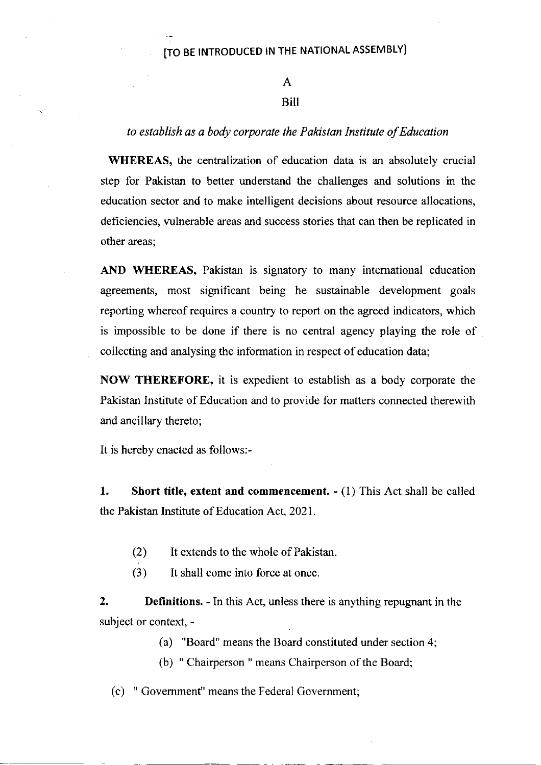[TO BE INTRODUCED IN THE NATIONAL ASSEMBLY]

A

Bill

*to establish as a body corporate the Pakistan Institute of Education*

**WHEREAS,** the centralization of education data is an absolutely crucial step for Pakistan to better understand the challenges and solutions in the education sector and to make intelligent decisions about resource allocations, deficiencies, vulnerable areas and success stories that can then be replicated in other areas;

**AND WHEREAS,** Pakistan is signatory to many international education agreements, most significant being he sustainable development goals reporting whereof requires a country to report on the agreed indicators, which is impossible to be done if there is no central agency playing the role of collecting and analysing the information in respect of education data;

**NOW THEREFORE,** it is expedient to establish as a body corporate the Pakistan Institute of Education and to provide for matters connected therewith and ancillary thereto;

It is hereby enacted as follows:-

**1. Short title, extent and commencement.** - (1) This Act shall be called the Pakistan Institute of Education Act, 2021.

(2) It extends to the whole of Pakistan.

(3) It shall come into force at once.

**2. Definitions.** - In this Act, unless there is anything repugnant in the subject or context, -

(a) "Board" means the Board constituted under section 4;

(b) " Chairperson " means Chairperson of the Board;

(c) " Government" means the Federal Government;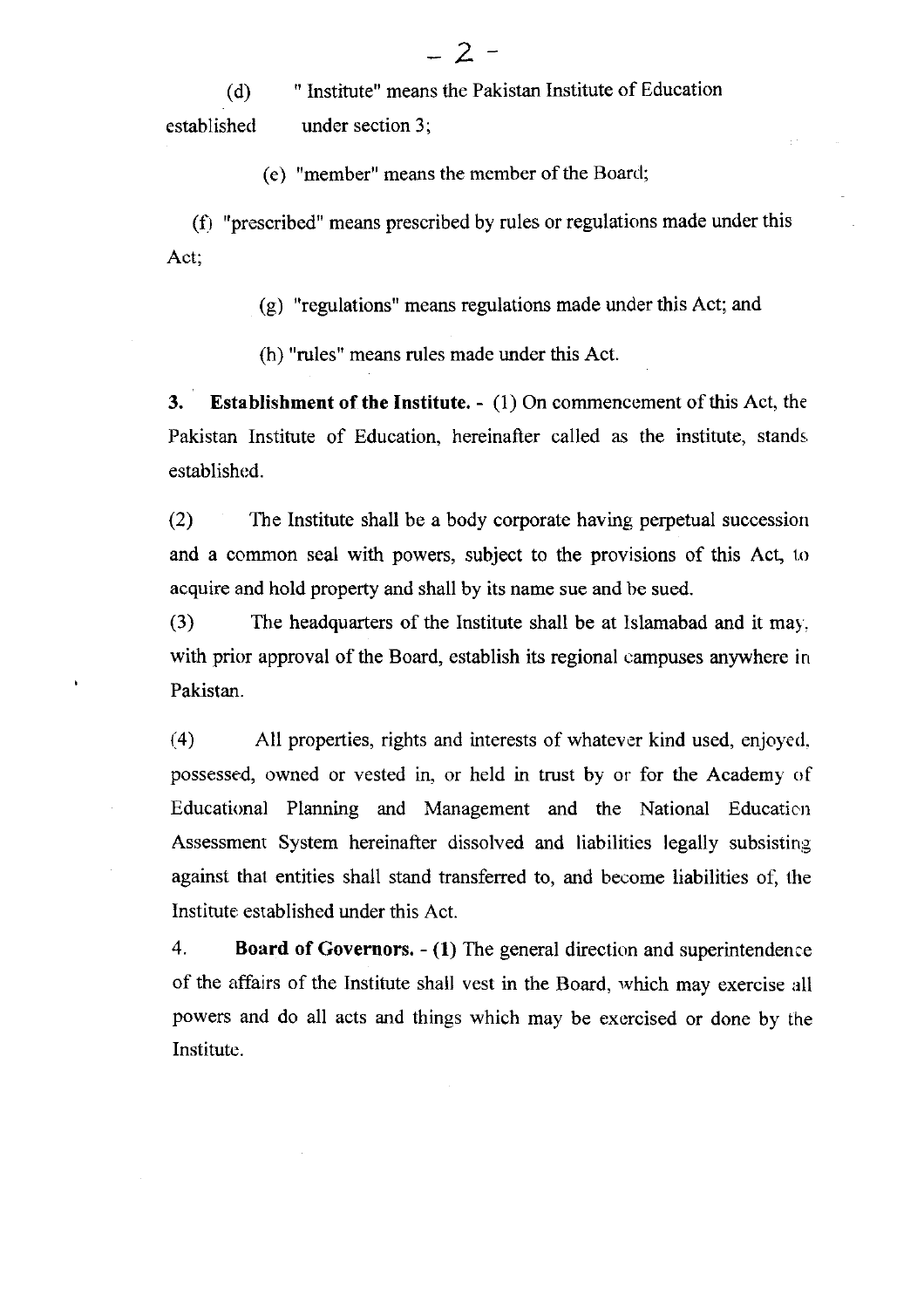(d) " Institute" means the Pakistan Institute of Education established under section 3;

(e) "member" means the member of the Board;

(f) "prescribed" means prescribed by rules or regulations made under this Act;

(g) "regulations" means regulations made under this Act; and

(h) "rules" means rules made under this Act.

**3. Establishment of the Institute.** - (1) On commencement of this Act, the Pakistan Institute of Education, hereinafter called as the institute, stands established.

(2) The Institute shall be a body corporate having perpetual succession and a common seal with powers, subject to the provisions of this Act, to acquire and hold property and shall by its name sue and be sued.

(3) The headquarters of the Institute shall be at Islamabad and it may, with prior approval of the Board, establish its regional campuses anywhere in Pakistan.

(4) All properties, rights and interests of whatever kind used, enjoyed, possessed, owned or vested in, or held in trust by or for the Academy of Educational Planning and Management and the National Education Assessment System hereinafter dissolved and liabilities legally subsisting against that entities shall stand transferred to, and become liabilities of, the Institute established under this Act.

4. **Board of Governors. - (1)** The general direction and superintendence of the affairs of the Institute shall vest in the Board, which may exercise all powers and do all acts and things which may be exercised or done by the Institute.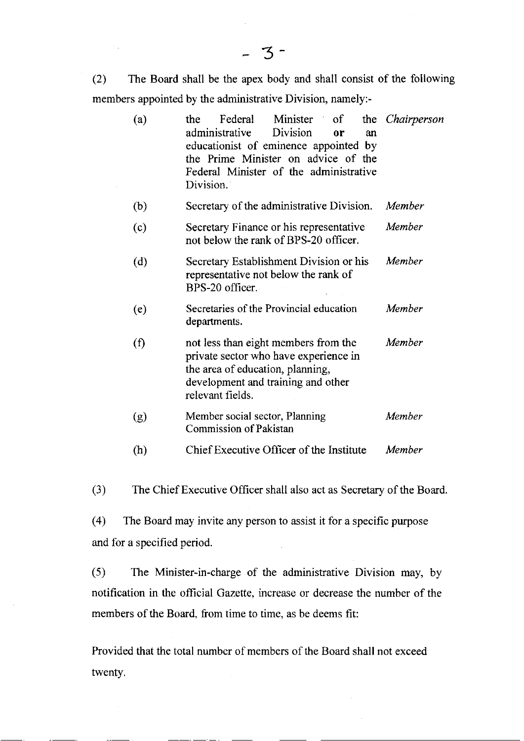(2) The Board shall be the apex body and shall consist of the following members appointed by the administrative Division, namely:-

| | | |
|---|---|---|
| (a) | the Federal Minister of the administrative Division **or** an educationist of eminence appointed by the Prime Minister on advice of the Federal Minister of the administrative Division. | *Chairperson* |
| (b) | Secretary of the administrative Division. | *Member* |
| (c) | Secretary Finance or his representative not below the rank of BPS-20 officer. | *Member* |
| (d) | Secretary Establishment Division or his representative not below the rank of BPS-20 officer. | *Member* |
| (e) | Secretaries of the Provincial education departments. | *Member* |
| (f) | not less than eight members from the private sector who have experience in the area of education, planning, development and training and other relevant fields. | *Member* |
| (g) | Member social sector, Planning Commission of Pakistan | *Member* |
| (h) | Chief Executive Officer of the Institute | *Member* |

(3) The Chief Executive Officer shall also act as Secretary of the Board.

(4) The Board may invite any person to assist it for a specific purpose and for a specified period.

(5) The Minister-in-charge of the administrative Division may, by notification in the official Gazette, increase or decrease the number of the members of the Board, from time to time, as be deems fit:

Provided that the total number of members of the Board shall not exceed twenty.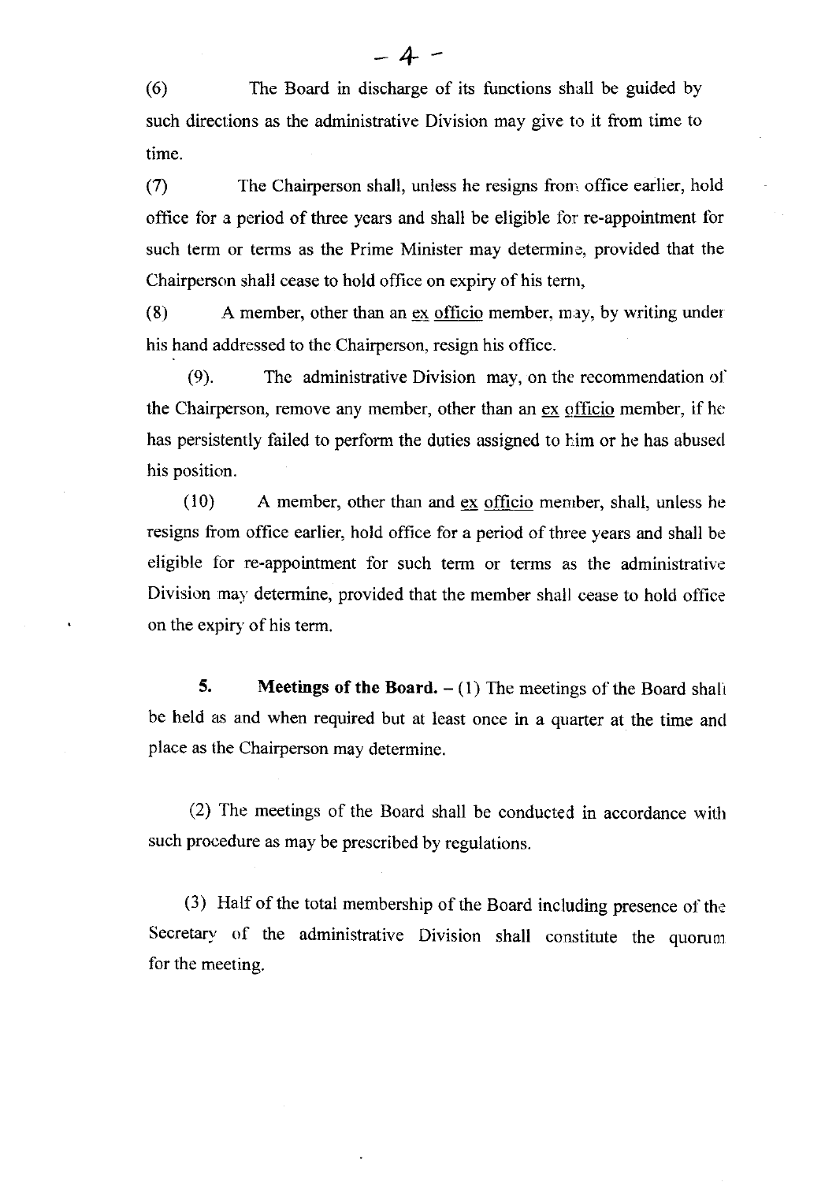(6) The Board in discharge of its functions shall be guided by such directions as the administrative Division may give to it from time to time.

(7) The Chairperson shall, unless he resigns from office earlier, hold office for a period of three years and shall be eligible for re-appointment for such term or terms as the Prime Minister may determine, provided that the Chairperson shall cease to hold office on expiry of his term,

(8) A member, other than an ex officio member, may, by writing under his hand addressed to the Chairperson, resign his office.

(9). The administrative Division may, on the recommendation of the Chairperson, remove any member, other than an ex officio member, if he has persistently failed to perform the duties assigned to him or he has abused his position.

(10) A member, other than and ex officio member, shall, unless he resigns from office earlier, hold office for a period of three years and shall be eligible for re-appointment for such term or terms as the administrative Division may determine, provided that the member shall cease to hold office on the expiry of his term.

**5. Meetings of the Board.** – (1) The meetings of the Board shall be held as and when required but at least once in a quarter at the time and place as the Chairperson may determine.

(2) The meetings of the Board shall be conducted in accordance with such procedure as may be prescribed by regulations.

(3) Half of the total membership of the Board including presence of the Secretary of the administrative Division shall constitute the quorum for the meeting.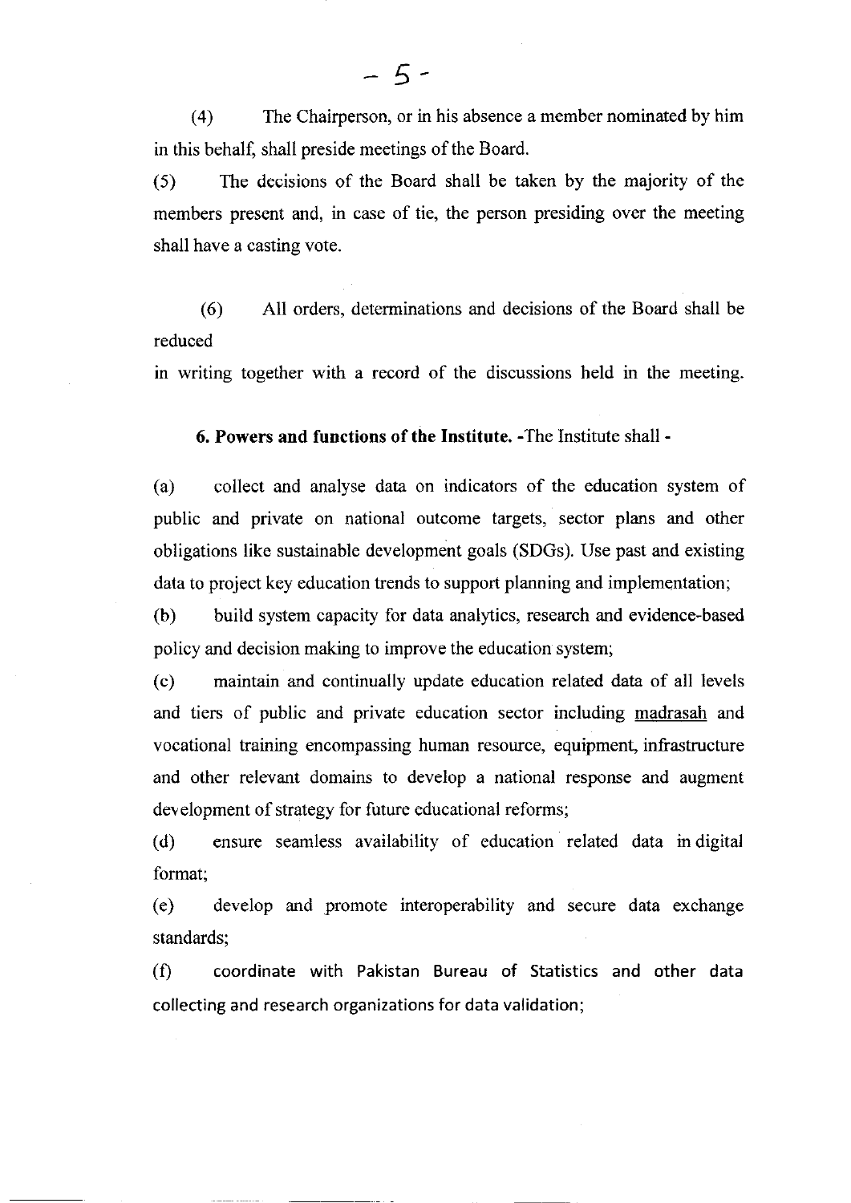(4) The Chairperson, or in his absence a member nominated by him in this behalf, shall preside meetings of the Board.

(5) The decisions of the Board shall be taken by the majority of the members present and, in case of tie, the person presiding over the meeting shall have a casting vote.

(6) All orders, determinations and decisions of the Board shall be reduced in writing together with a record of the discussions held in the meeting.

**6. Powers and functions of the Institute.** -The Institute shall -

(a) collect and analyse data on indicators of the education system of public and private on national outcome targets, sector plans and other obligations like sustainable development goals (SDGs). Use past and existing data to project key education trends to support planning and implementation;

(b) build system capacity for data analytics, research and evidence-based policy and decision making to improve the education system;

(c) maintain and continually update education related data of all levels and tiers of public and private education sector including madrasah and vocational training encompassing human resource, equipment, infrastructure and other relevant domains to develop a national response and augment development of strategy for future educational reforms;

(d) ensure seamless availability of education related data in digital format;

(e) develop and promote interoperability and secure data exchange standards;

(f) coordinate with Pakistan Bureau of Statistics and other data collecting and research organizations for data validation;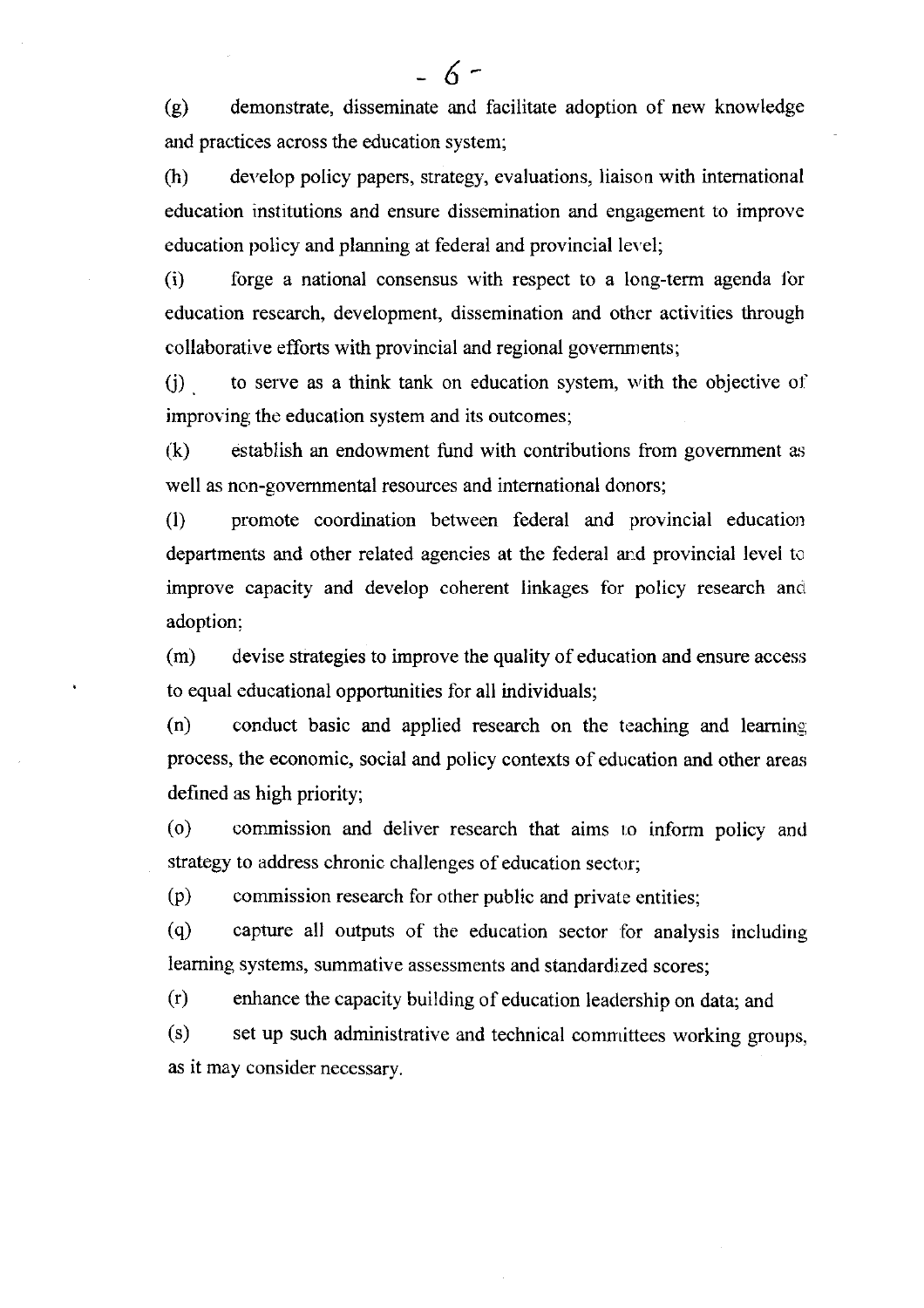(g) demonstrate, disseminate and facilitate adoption of new knowledge and practices across the education system;

(h) develop policy papers, strategy, evaluations, liaison with international education institutions and ensure dissemination and engagement to improve education policy and planning at federal and provincial level;

(i) forge a national consensus with respect to a long-term agenda for education research, development, dissemination and other activities through collaborative efforts with provincial and regional governments;

(j) to serve as a think tank on education system, with the objective of improving the education system and its outcomes;

(k) establish an endowment fund with contributions from government as well as non-governmental resources and international donors;

(l) promote coordination between federal and provincial education departments and other related agencies at the federal and provincial level to improve capacity and develop coherent linkages for policy research and adoption;

(m) devise strategies to improve the quality of education and ensure access to equal educational opportunities for all individuals;

(n) conduct basic and applied research on the teaching and learning process, the economic, social and policy contexts of education and other areas defined as high priority;

(o) commission and deliver research that aims to inform policy and strategy to address chronic challenges of education sector;

(p) commission research for other public and private entities;

(q) capture all outputs of the education sector for analysis including learning systems, summative assessments and standardized scores;

(r) enhance the capacity building of education leadership on data; and

(s) set up such administrative and technical committees working groups, as it may consider necessary.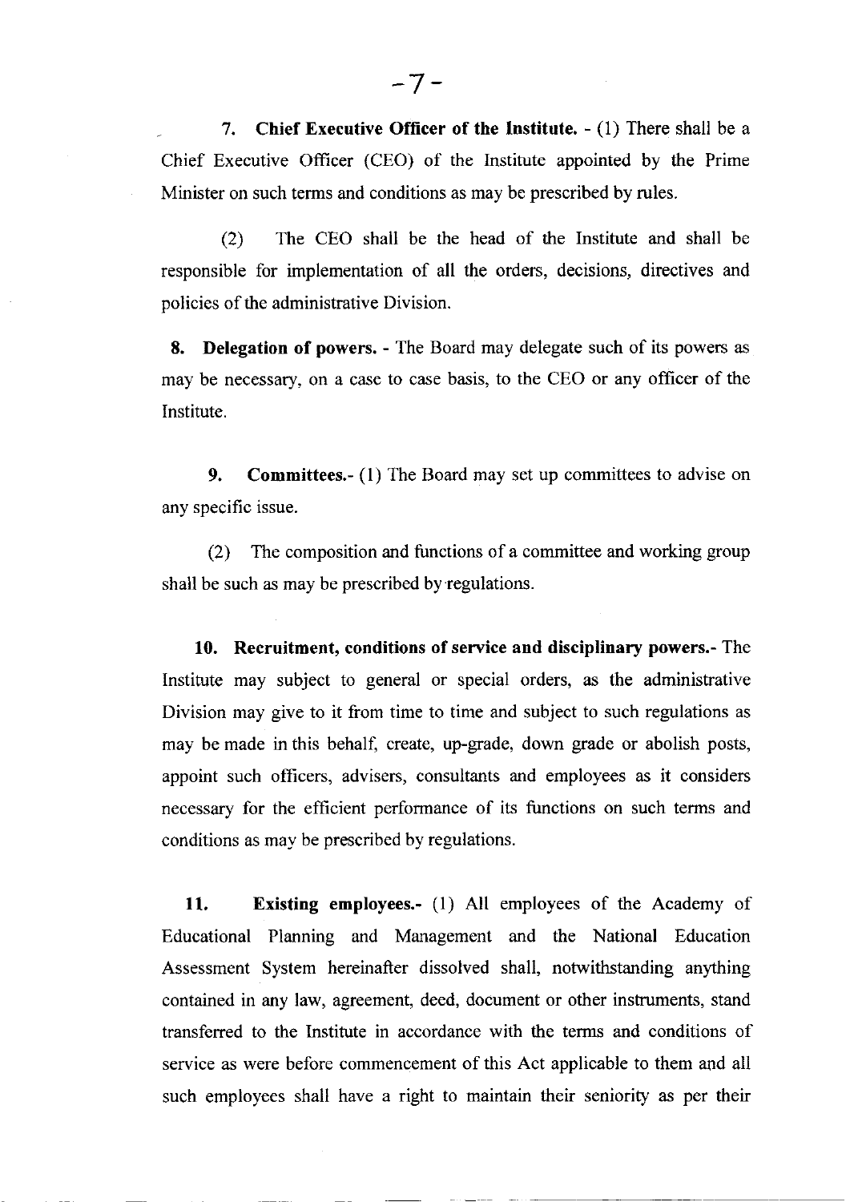**7. Chief Executive Officer of the Institute.** - (1) There shall be a Chief Executive Officer (CEO) of the Institute appointed by the Prime Minister on such terms and conditions as may be prescribed by rules.

(2) The CEO shall be the head of the Institute and shall be responsible for implementation of all the orders, decisions, directives and policies of the administrative Division.

**8. Delegation of powers.** - The Board may delegate such of its powers as may be necessary, on a case to case basis, to the CEO or any officer of the Institute.

**9. Committees.**- (1) The Board may set up committees to advise on any specific issue.

(2) The composition and functions of a committee and working group shall be such as may be prescribed by regulations.

**10. Recruitment, conditions of service and disciplinary powers.**- The Institute may subject to general or special orders, as the administrative Division may give to it from time to time and subject to such regulations as may be made in this behalf, create, up-grade, down grade or abolish posts, appoint such officers, advisers, consultants and employees as it considers necessary for the efficient performance of its functions on such terms and conditions as may be prescribed by regulations.

**11. Existing employees.**- (1) All employees of the Academy of Educational Planning and Management and the National Education Assessment System hereinafter dissolved shall, notwithstanding anything contained in any law, agreement, deed, document or other instruments, stand transferred to the Institute in accordance with the terms and conditions of service as were before commencement of this Act applicable to them and all such employees shall have a right to maintain their seniority as per their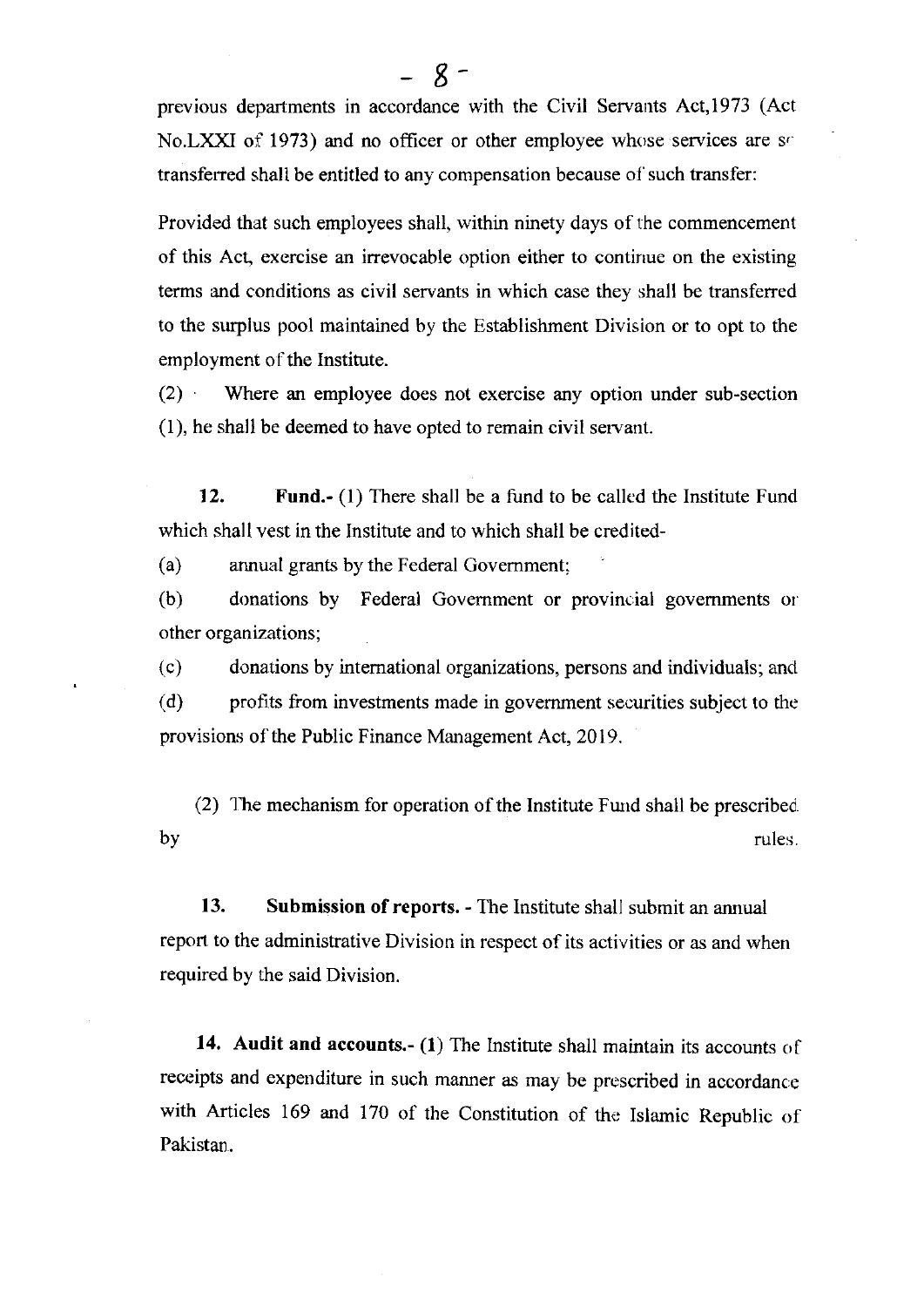previous departments in accordance with the Civil Servants Act,1973 (Act No.LXXI of 1973) and no officer or other employee whose services are so transferred shall be entitled to any compensation because of such transfer:

Provided that such employees shall, within ninety days of the commencement of this Act, exercise an irrevocable option either to continue on the existing terms and conditions as civil servants in which case they shall be transferred to the surplus pool maintained by the Establishment Division or to opt to the employment of the Institute.

(2) Where an employee does not exercise any option under sub-section (1), he shall be deemed to have opted to remain civil servant.

**12. Fund.-** (1) There shall be a fund to be called the Institute Fund which shall vest in the Institute and to which shall be credited-

(a) annual grants by the Federal Government;

(b) donations by Federal Government or provincial governments or other organizations;

(c) donations by international organizations, persons and individuals; and

(d) profits from investments made in government securities subject to the provisions of the Public Finance Management Act, 2019.

(2) The mechanism for operation of the Institute Fund shall be prescribed by rules.

**13. Submission of reports.** - The Institute shall submit an annual report to the administrative Division in respect of its activities or as and when required by the said Division.

**14. Audit and accounts.- (1)** The Institute shall maintain its accounts of receipts and expenditure in such manner as may be prescribed in accordance with Articles 169 and 170 of the Constitution of the Islamic Republic of Pakistan.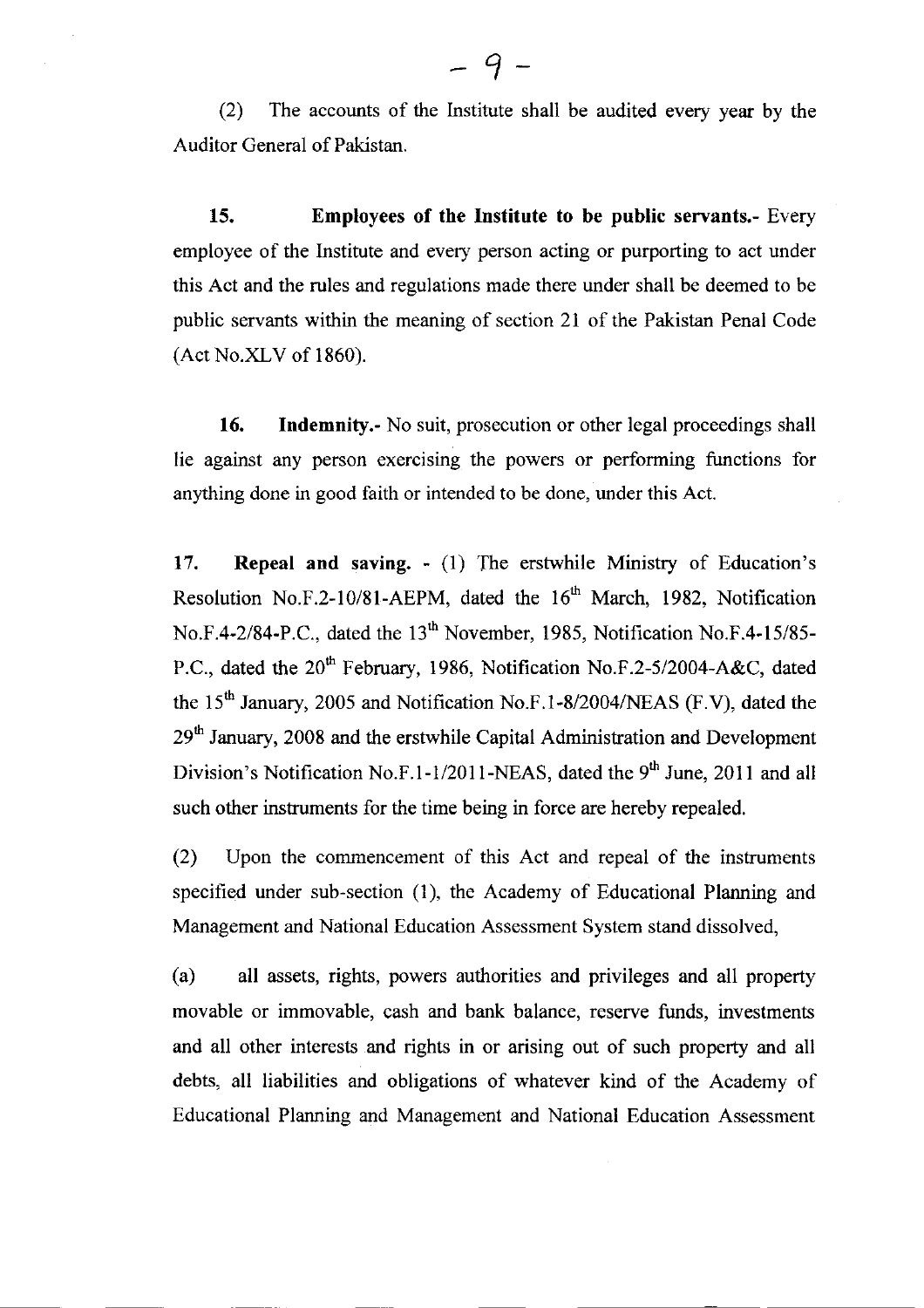(2) The accounts of the Institute shall be audited every year by the Auditor General of Pakistan.

**15. Employees of the Institute to be public servants.-** Every employee of the Institute and every person acting or purporting to act under this Act and the rules and regulations made there under shall be deemed to be public servants within the meaning of section 21 of the Pakistan Penal Code (Act No.XLV of 1860).

**16. Indemnity.-** No suit, prosecution or other legal proceedings shall lie against any person exercising the powers or performing functions for anything done in good faith or intended to be done, under this Act.

**17. Repeal and saving. -** (1) The erstwhile Ministry of Education's Resolution No.F.2-10/81-AEPM, dated the 16th March, 1982, Notification No.F.4-2/84-P.C., dated the 13th November, 1985, Notification No.F.4-15/85-P.C., dated the 20th February, 1986, Notification No.F.2-5/2004-A&C, dated the 15th January, 2005 and Notification No.F.1-8/2004/NEAS (F.V), dated the 29th January, 2008 and the erstwhile Capital Administration and Development Division's Notification No.F.1-1/2011-NEAS, dated the 9th June, 2011 and all such other instruments for the time being in force are hereby repealed.

(2) Upon the commencement of this Act and repeal of the instruments specified under sub-section (1), the Academy of Educational Planning and Management and National Education Assessment System stand dissolved,

(a) all assets, rights, powers authorities and privileges and all property movable or immovable, cash and bank balance, reserve funds, investments and all other interests and rights in or arising out of such property and all debts, all liabilities and obligations of whatever kind of the Academy of Educational Planning and Management and National Education Assessment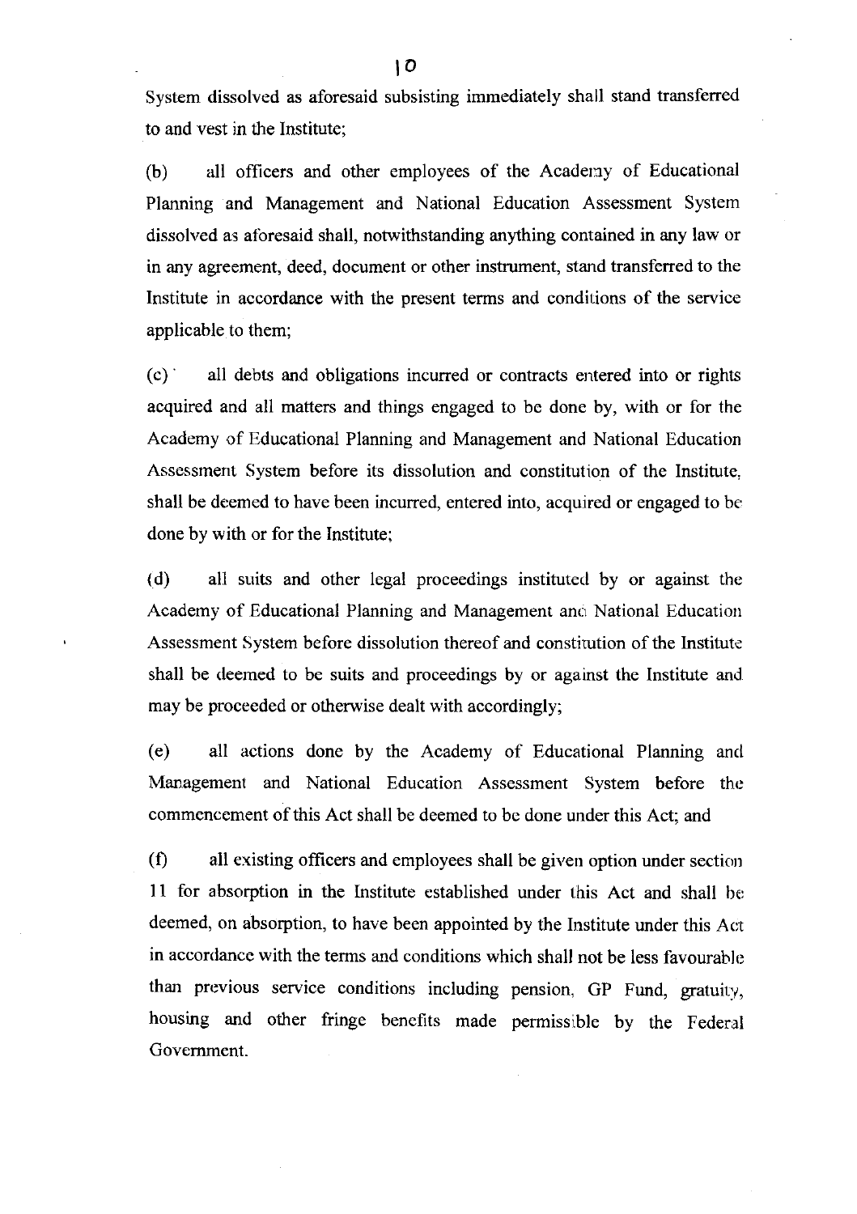System dissolved as aforesaid subsisting immediately shall stand transferred to and vest in the Institute;

(b) all officers and other employees of the Academy of Educational Planning and Management and National Education Assessment System dissolved as aforesaid shall, notwithstanding anything contained in any law or in any agreement, deed, document or other instrument, stand transferred to the Institute in accordance with the present terms and conditions of the service applicable to them;

(c) all debts and obligations incurred or contracts entered into or rights acquired and all matters and things engaged to be done by, with or for the Academy of Educational Planning and Management and National Education Assessment System before its dissolution and constitution of the Institute, shall be deemed to have been incurred, entered into, acquired or engaged to be done by with or for the Institute;

(d) all suits and other legal proceedings instituted by or against the Academy of Educational Planning and Management and National Education Assessment System before dissolution thereof and constitution of the Institute shall be deemed to be suits and proceedings by or against the Institute and may be proceeded or otherwise dealt with accordingly;

(e) all actions done by the Academy of Educational Planning and Management and National Education Assessment System before the commencement of this Act shall be deemed to be done under this Act; and

(f) all existing officers and employees shall be given option under section 11 for absorption in the Institute established under this Act and shall be deemed, on absorption, to have been appointed by the Institute under this Act in accordance with the terms and conditions which shall not be less favourable than previous service conditions including pension, GP Fund, gratuity, housing and other fringe benefits made permissible by the Federal Government.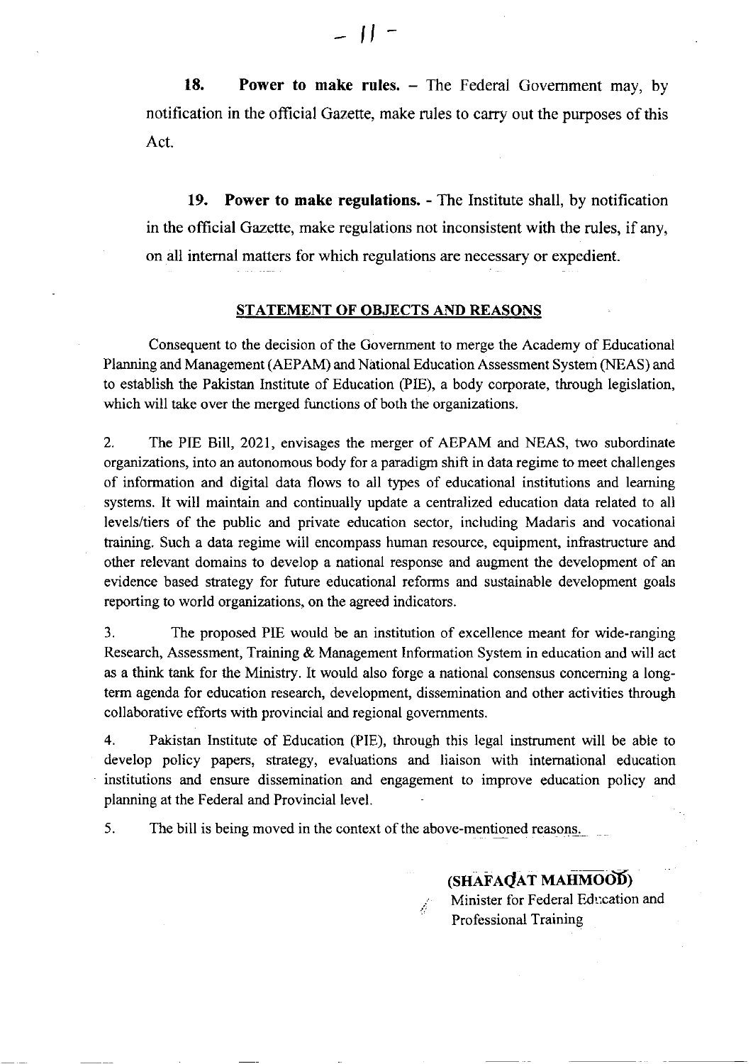**18. Power to make rules.** – The Federal Government may, by notification in the official Gazette, make rules to carry out the purposes of this Act.

**19. Power to make regulations.** - The Institute shall, by notification in the official Gazette, make regulations not inconsistent with the rules, if any, on all internal matters for which regulations are necessary or expedient.

## STATEMENT OF OBJECTS AND REASONS

Consequent to the decision of the Government to merge the Academy of Educational Planning and Management (AEPAM) and National Education Assessment System (NEAS) and to establish the Pakistan Institute of Education (PIE), a body corporate, through legislation, which will take over the merged functions of both the organizations.

2. The PIE Bill, 2021, envisages the merger of AEPAM and NEAS, two subordinate organizations, into an autonomous body for a paradigm shift in data regime to meet challenges of information and digital data flows to all types of educational institutions and learning systems. It will maintain and continually update a centralized education data related to all levels/tiers of the public and private education sector, including Madaris and vocational training. Such a data regime will encompass human resource, equipment, infrastructure and other relevant domains to develop a national response and augment the development of an evidence based strategy for future educational reforms and sustainable development goals reporting to world organizations, on the agreed indicators.

3. The proposed PIE would be an institution of excellence meant for wide-ranging Research, Assessment, Training & Management Information System in education and will act as a think tank for the Ministry. It would also forge a national consensus concerning a long-term agenda for education research, development, dissemination and other activities through collaborative efforts with provincial and regional governments.

4. Pakistan Institute of Education (PIE), through this legal instrument will be able to develop policy papers, strategy, evaluations and liaison with international education institutions and ensure dissemination and engagement to improve education policy and planning at the Federal and Provincial level.

5. The bill is being moved in the context of the above-mentioned reasons.

**(SHAFAQAT MAHMOOD)**
Minister for Federal Education and Professional Training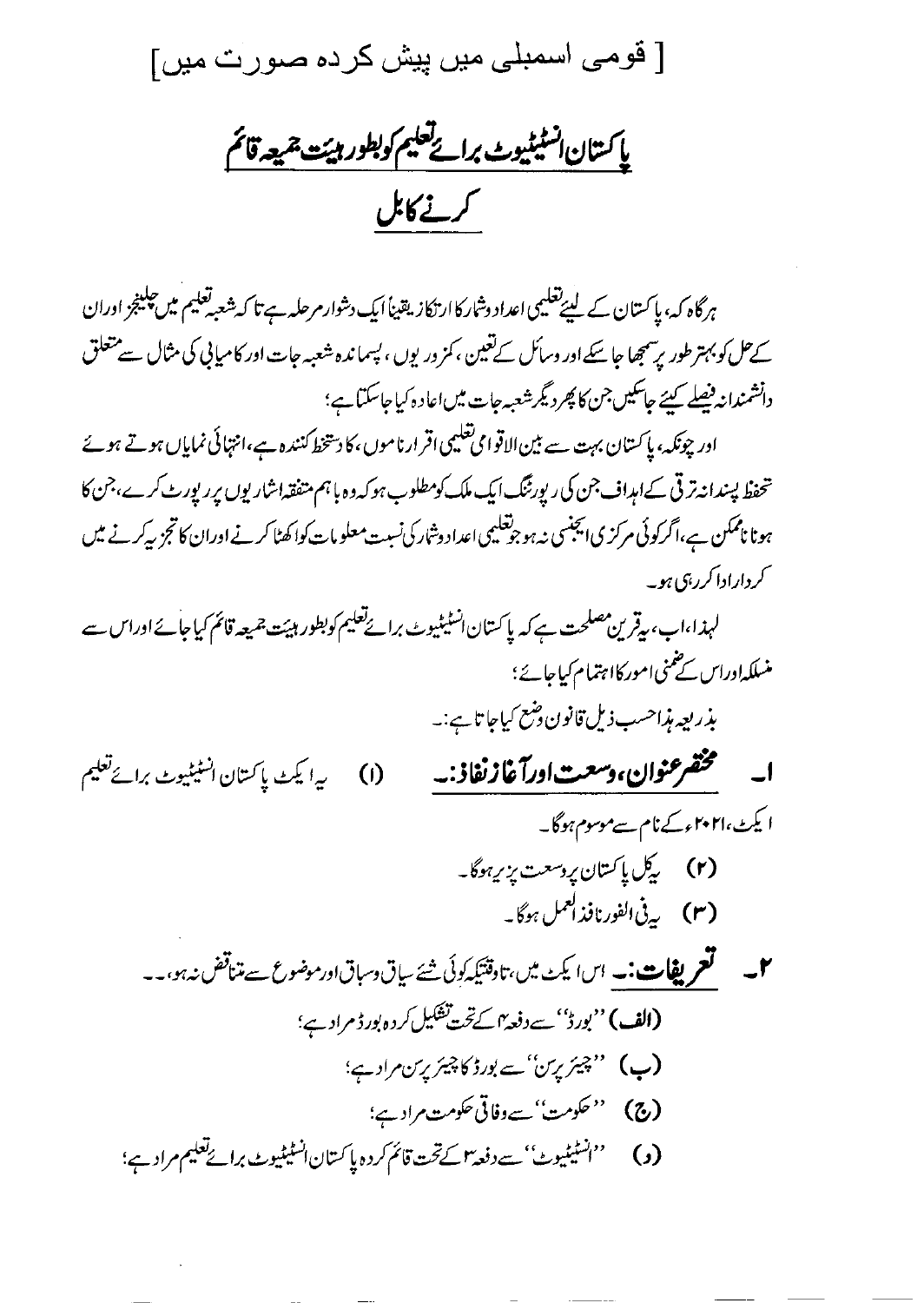[ قومی اسمبلی میں پیش کردہ صورت میں]

# پاکستان انسٹیٹیوٹ برائے تعلیم کو بطور ہیئت جمیعہ قائم کرنے کا بل

ہر گاہ کہ، پاکستان کے لیئے تعلیمی اعداد وشمار کا ارتکاز یقیناً ایک دشوار مرحلہ ہے تا کہ شعبہ تعلیم میں چیلنجز اور ان کے حل کو بہتر طور پر سمجھا جا سکے اور وسائل کے تعین، کمزوریوں، پسماندہ شعبہ جات اور کامیابی کی مثال سے متعلق دانشمندانہ فیصلے کیئے جا سکیں جن کا پھر دیگر شعبہ جات میں اعادہ کیا جا سکتا ہے؛

اور چونکہ، پاکستان بہت سے بین الاقوامی تعلیمی اقرار ناموں، کا دستخط کنندہ ہے، انتہائی نمایاں ہوتے ہوئے تحفظ پسندانہ ترقی کے اہداف جن کی رپورٹنگ ایک ملک کو مطلوب ہو کہ وہ باہم متفقہ اشاریوں پر رپورٹ کرے، جن کا ہونا ناممکن ہے، اگر کوئی مرکزی ایجنسی نہ ہو جو تعلیمی اعداد وشمار کی نسبت معلومات کو اکھٹا کرنے اور ان کا تجزیہ کرنے میں کردار ادا کر رہی ہو۔

لہذا، اب، یہ قرین مصلحت ہے کہ پاکستان انسٹیٹیوٹ برائے تعلیم کو بطور ہیئت جمیعہ قائم کیا جائے اور اس سے منسلکہ اور اس کے ضمنی امور کا اہتمام کیا جائے؛

بذریعہ ہذا حسب ذیل قانون وضع کیا جاتا ہے:۔

**۱۔ مختصر عنوان، وسعت اور آغاز نفاذ:۔** (۱) یہ ایکٹ پاکستان انسٹیٹیوٹ برائے تعلیم ایکٹ، ۲۰۲۱ء کے نام سے موسوم ہوگا۔

(۲) یہ کل پاکستان پر وسعت پذیر ہوگا۔

(۳) یہ فی الفور نافذ العمل ہوگا۔

**۲۔ تعریفات:۔** اس ایکٹ میں، تاوقتیکہ کوئی شئے سیاق وسباق اور موضوع سے متناقض نہ ہو،۔۔

**(الف)** ''بورڈ'' سے دفعہ ۴ کے تحت تشکیل کردہ بورڈ مراد ہے؛

**(ب)** ''چیئر پرسن'' سے بورڈ کا چیئر پرسن مراد ہے؛

**(ج)** ''حکومت'' سے وفاقی حکومت مراد ہے؛

**(د)** ''انسٹیٹیوٹ'' سے دفعہ ۳ کے تحت قائم کردہ پاکستان انسٹیٹیوٹ برائے تعلیم مراد ہے؛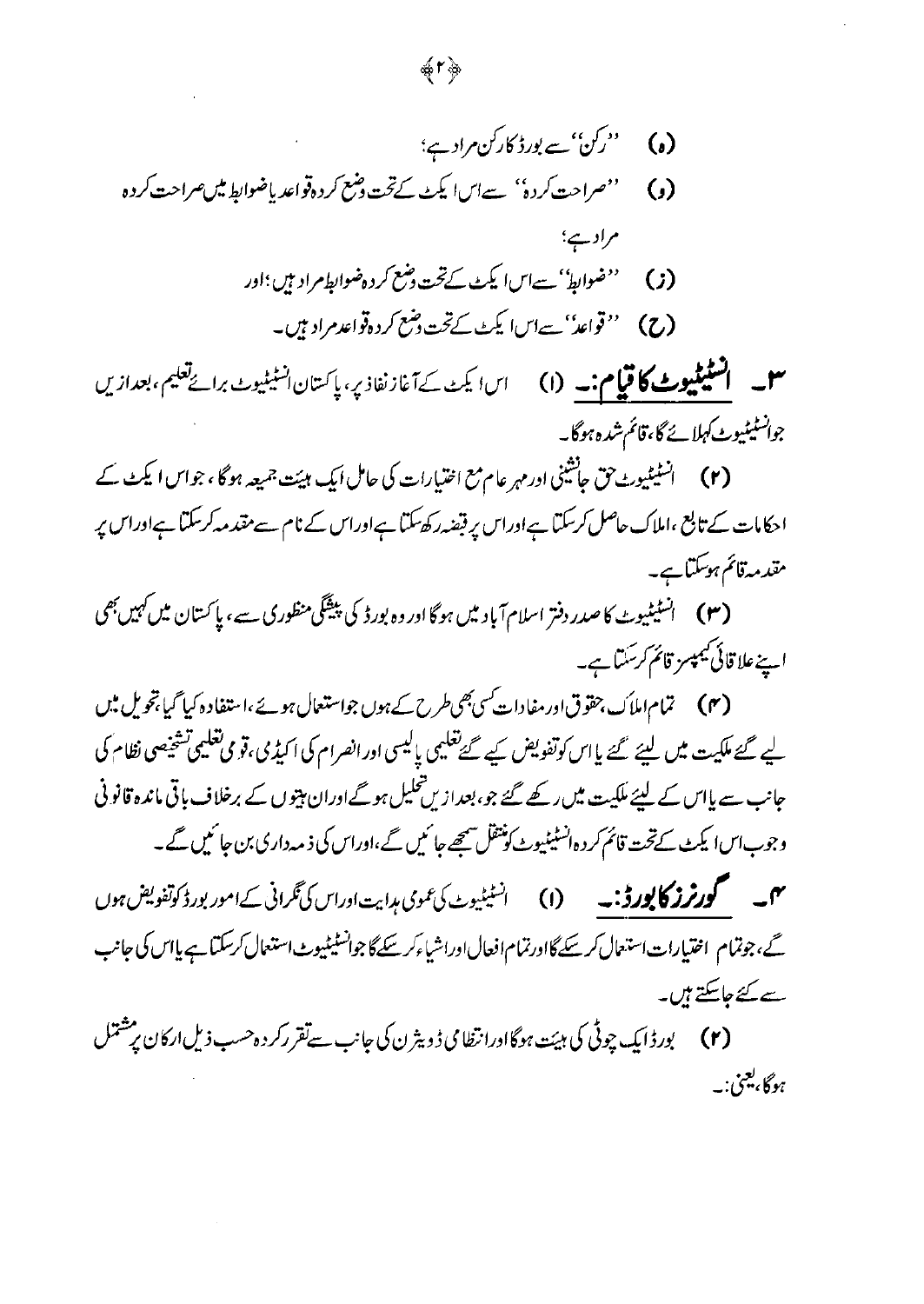(ہ) ''رکن'' سے بورڈ کا رکن مراد ہے؛

(و) ''صراحت کردہ'' سے اس ایکٹ کے تحت وضع کردہ قواعد یا ضوابط میں صراحت کردہ مراد ہے؛

(ز) ''ضوابط'' سے اس ایکٹ کے تحت وضع کردہ ضوابط مراد ہیں؛ اور

(ح) ''قواعد'' سے اس ایکٹ کے تحت وضع کردہ قواعد مراد ہیں۔

۳۔ **انسٹیٹیوٹ کا قیام:۔** (۱) اس ایکٹ کے آغاز نفاذ پر، پاکستان انسٹیٹیوٹ برائے تعلیم، بعد ازیں جو انسٹیٹیوٹ کہلائے گا، قائم شدہ ہوگا۔

(۲) انسٹیٹیوٹ حق جانشینی اور مہر عام مع اختیارات کی حامل ایک ہیئت جمیعہ ہوگا، جو اس ایکٹ کے احکامات کے تابع، املاک حاصل کر سکتا ہے اور اس پر قبضہ رکھ سکتا ہے اور اس کے نام سے مقدمہ کر سکتا ہے اور اس پر مقدمہ قائم ہو سکتا ہے۔

(۳) انسٹیٹیوٹ کا صدر دفتر اسلام آباد میں ہوگا اور وہ بورڈ کی پیشگی منظوری سے، پاکستان میں کہیں بھی اپنے علاقائی کیمپسز قائم کر سکتا ہے۔

(۴) تمام املاک، حقوق اور مفادات کسی بھی طرح کے ہوں جو استعمال ہوئے، استفادہ کیا گیا، تحویل میں لیے گئے ملکیت میں لیئے گئے یا اس کو تفویض کیے گئے تعلیمی پالیسی اور انصرام کی اکیڈمی، قومی تعلیمی تشخیصی نظام کی جانب سے یا اس کے لیئے ملکیت میں رکھے گئے جو، بعد ازیں تحلیل ہوگے اور ان ہیئتوں کے برخلاف باقی ماندہ قانونی وجوب اس ایکٹ کے تحت قائم کردہ انسٹیٹیوٹ کو منتقل سمجھے جائیں گے، اور اس کی ذمہ داری بن جائیں گے۔

۴۔ **گورنرز کا بورڈ:۔** (۱) انسٹیٹیوٹ کی عمومی ہدایت اور اس کی نگرانی کے امور بورڈ کو تفویض ہوں گے، جو تمام اختیارات استعمال کر سکے گا اور تمام افعال اور اشیاء کر سکے گا جو انسٹیٹیوٹ استعمال کر سکتا ہے یا اس کی جانب سے کئے جا سکتے ہیں۔

(۲) بورڈ ایک چوٹی کی ہیئت ہوگا اور انتظامی ڈویژن کی جانب سے تقرر کردہ حسب ذیل ارکان پر مشتمل ہوگا، یعنی:۔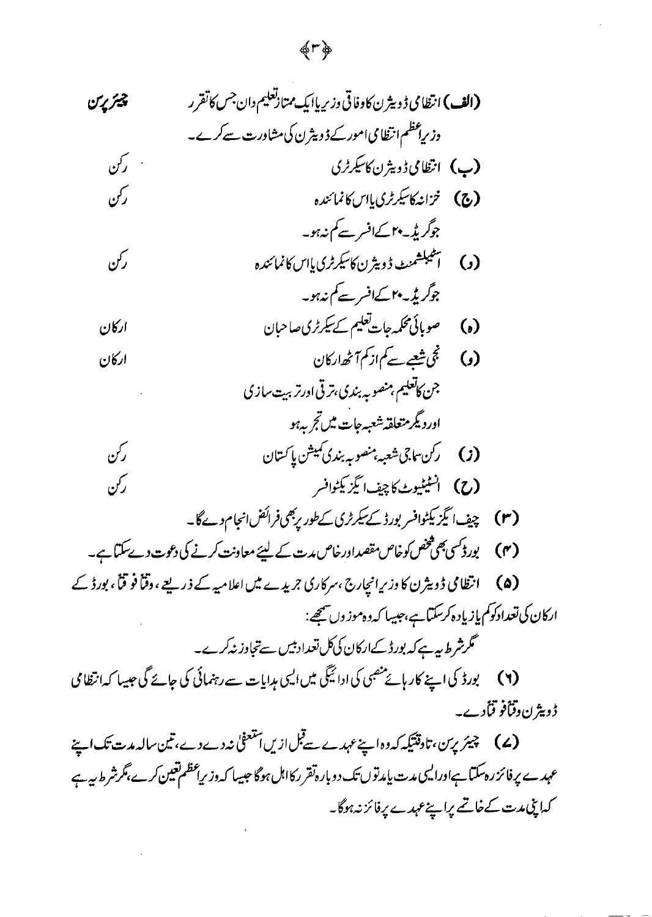| | |
|---|---|
| (الف) انتظامی ڈویژن کا وفاقی وزیر یا ایک ممتاز تعلیم دان جس کا تقرر وزیر اعظم انتظامی امور کے ڈویژن کی مشاورت سے کرے۔ | **چیئرپرسن** |
| (ب) انتظامی ڈویژن کا سیکرٹری | رکن |
| (ج) خزانہ کا سیکرٹری یا اس کا نمائندہ جو گریڈ-۲۰ کے افسر سے کم نہ ہو۔ | رکن |
| (د) اسٹیبلشمنٹ ڈویژن کا سیکرٹری یا اس کا نمائندہ جو گریڈ-۲۰ کے افسر سے کم نہ ہو۔ | رکن |
| (ہ) صوبائی محکمہ جات تعلیم کے سیکرٹری صاحبان | ارکان |
| (و) نجی شعبے سے کم از کم آٹھ ارکان جن کا تعلیم، منصوبہ بندی، ترقی اور تربیت سازی اور دیگر متعلقہ شعبہ جات میں تجربہ ہو | ارکان |
| (ز) رکن سماجی شعبہ، منصوبہ بندی کمیشن پاکستان | رکن |
| (ح) انسٹیٹیوٹ کا چیف ایگزیکٹو افسر | رکن |

(۳) چیف ایگزیکٹو افسر بورڈ کے سیکرٹری کے طور پر بھی فرائض انجام دے گا۔

(۴) بورڈ کسی بھی شخص کو خاص مقصد اور خاص مدت کے لیئے معاونت کرنے کی دعوت دے سکتا ہے۔

(۵) انتظامی ڈویژن کا وزیر انچارج، سرکاری جریدے میں اعلامیہ کے ذریعے، وقتاً فوقتاً، بورڈ کے ارکان کی تعداد کو کم یا زیادہ کر سکتا ہے، جیسا کہ وہ موزوں سمجھے:

مگر شرط یہ ہے کہ بورڈ کے ارکان کی کل تعداد بیس سے تجاوز نہ کرے۔

(۶) بورڈ کی اپنے کار ہائے منصبی کی ادائیگی میں ایسی ہدایات سے رہنمائی کی جائے گی جیسا کہ انتظامی ڈویژن وقتاً فوقتاً دے۔

(۷) چیئرپرسن، تاوقتیکہ کہ وہ اپنے عہدے سے قبل ازیں استعفیٰ نہ دے دے، تین سالہ مدت تک اپنے عہدے پر فائز رہ سکتا ہے اور ایسی مدت یا مدتوں تک دوبارہ تقرر کا اہل ہوگا جیسا کہ وزیر اعظم تعین کرے، مگر شرط یہ ہے کہ اپنی مدت کے خاتمے پر اپنے عہدے پر فائز نہ ہوگا۔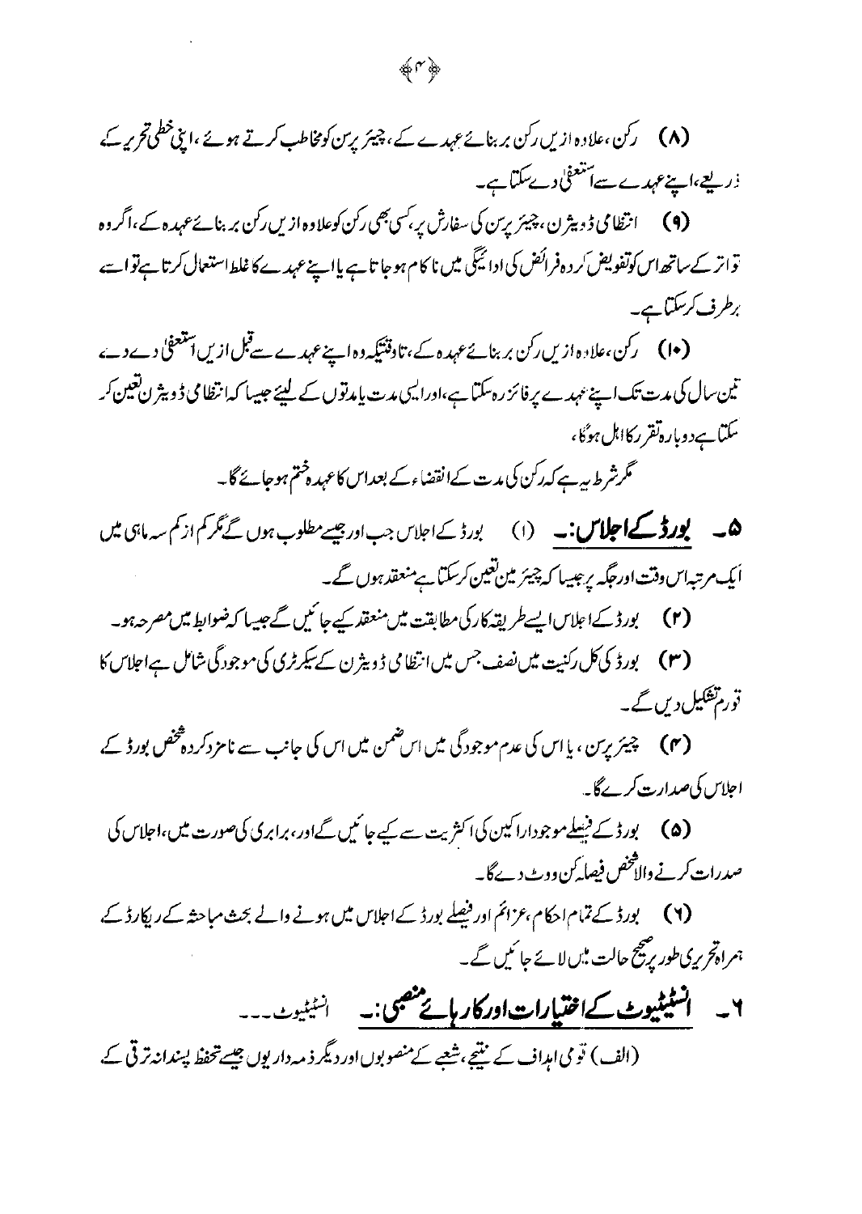(۸) رکن، علاوہ ازیں رکن بربنائے عہدے کے، چیئر پرسن کو مخاطب کرتے ہوئے، اپنی خطی تحریر کے ذریعے، اپنے عہدے سے استعفیٰ دے سکتا ہے۔

(۹) انتظامی ڈویژن، چیئر پرسن کی سفارش پر، کسی بھی رکن کو علاوہ ازیں رکن بربنائے عہدہ کے، اگر وہ تواتر کے ساتھ اس کو تفویض کردہ فرائض کی ادائیگی میں ناکام ہو جاتا ہے یا اپنے عہدے کا غلط استعمال کرتا ہے تو اسے برطرف کر سکتا ہے۔

(۱۰) رکن، علاوہ ازیں رکن بربنائے عہدہ کے، تاوقتیکہ وہ اپنے عہدے سے قبل ازیں استعفیٰ دے دے، تین سال کی مدت تک اپنے عہدے پر فائز رہ سکتا ہے، اور ایسی مدت یا مدتوں کے لیئے جیسا کہ انتظامی ڈویژن تعین کر سکتا ہے دوبارہ تقرر کا اہل ہوگا،

مگر شرط یہ ہے کہ رکن کی مدت کے انقضاء کے بعد اس کا عہدہ ختم ہو جائے گا۔

۵۔ **بورڈ کے اجلاس:۔** (۱) بورڈ کے اجلاس جب اور جیسے مطلوب ہوں گے مگر کم از کم سہ ماہی میں ایک مرتبہ اس وقت اور جگہ پر جیسا کہ چیئرمین تعین کر سکتا ہے منعقد ہوں گے۔

(۲) بورڈ کے اجلاس ایسے طریقہ کار کی مطابقت میں منعقد کیے جائیں گے جیسا کہ ضوابط میں مصرحہ ہو۔

(۳) بورڈ کی کل رکنیت میں نصف جس میں انتظامی ڈویژن کے سیکرٹری کی موجودگی شامل ہے اجلاس کا کورم تشکیل دیں گے۔

(۴) چیئر پرسن، یا اس کی عدم موجودگی میں اس ضمن میں اس کی جانب سے نامزد کردہ شخص بورڈ کے اجلاس کی صدارت کرے گا۔

(۵) بورڈ کے فیصلے موجود اراکین کی اکثریت سے کیے جائیں گے اور، برابری کی صورت میں، اجلاس کی صدارت کرنے والا شخص فیصلہ کن ووٹ دے گا۔

(۶) بورڈ کے تمام احکام، عزائم اور فیصلے بورڈ کے اجلاس میں ہونے والے بحث مباحثہ کے ریکارڈ کے ہمراہ تحریری طور پر صحیح حالت میں لائے جائیں گے۔

۶۔ **انسٹیٹیوٹ کے اختیارات اور کارہائے منصبی:۔** انسٹیٹیوٹ۔۔۔

(الف) قومی اہداف کے نتیجے، شعبے کے منصوبوں اور دیگر ذمہ داریوں جیسے تحفظ پسندانہ ترقی کے،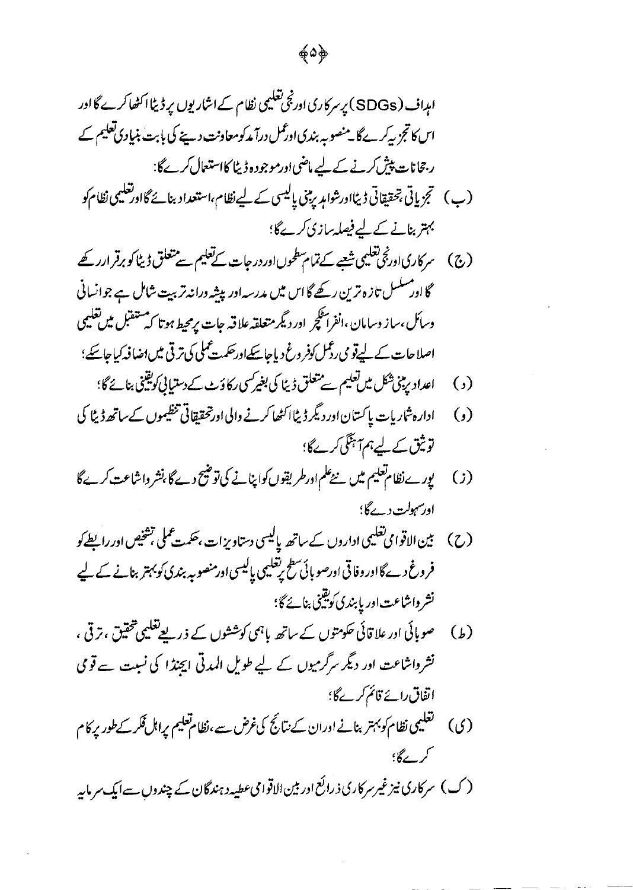اہداف (SDGs) پر سرکاری اور نجی تعلیمی نظام کے اشاریوں پر ڈیٹا اکٹھا کرے گا اور اس کا تجزیہ کرے گا۔ منصوبہ بندی اور عمل درآمد کو معاونت دینے کی بابت بنیادی تعلیم کے رجحانات پیش کرنے کے لیے ماضی اور موجودہ ڈیٹا کا استعمال کرے گا:

(ب) تجزیاتی، تحقیقاتی ڈیٹا اور شواہد پر مبنی پالیسی کے لیے نظام، استعداد بنائے گا اور تعلیمی نظام کو بہتر بنانے کے لیے فیصلہ سازی کرے گا؛

(ج) سرکاری اور نجی تعلیمی شعبے کے تمام سطحوں اور درجات کے تعلیم سے متعلق ڈیٹا کو برقرار رکھے گا اور مسلسل تازہ ترین رکھے گا اس میں مدرسہ اور پیشہ ورانہ تربیت شامل ہے جو انسانی وسائل، ساز و سامان، انفراسٹرکچر اور دیگر متعلقہ علاقہ جات پر محیط ہو تا کہ مستقبل میں تعلیمی اصلاحات کے لیے قومی ردعمل کو فروغ دیا جا سکے اور حکمت عملی کی ترقی میں اضافہ کیا جا سکے؛

(د) اعداد پر مبنی شکل میں تعلیم سے متعلق ڈیٹا کی بغیر کسی رکاوٹ کے دستیابی کو یقینی بنائے گا؛

(و) ادارہ شماریات پاکستان اور دیگر ڈیٹا اکٹھا کرنے والی اور تحقیقاتی تنظیموں کے ساتھ ڈیٹا کی توثیق کے لیے ہم آہنگی کرے گا؛

(ز) پورے نظام تعلیم میں نئے علم اور طریقوں کو اپنانے کی توضیح دے گا، نشر و اشاعت کرے گا اور سہولت دے گا؛

(ح) بین الاقوامی تعلیمی اداروں کے ساتھ پالیسی دستاویزات، حکمت عملی، تشخیص اور رابطے کو فروغ دے گا اور وفاقی اور صوبائی سطح پر تعلیمی پالیسی اور منصوبہ بندی کو بہتر بنانے کے لیے نشر و اشاعت اور پابندی کو یقینی بنائے گا؛

(ط) صوبائی اور علاقائی حکومتوں کے ساتھ باہمی کوششوں کے ذریعے تعلیمی تحقیق، ترقی، نشر و اشاعت اور دیگر سرگرمیوں کے لیے طویل المدتی ایجنڈا کی نسبت سے قومی اتفاق رائے قائم کرے گا؛

(ی) تعلیمی نظام کو بہتر بنانے اور ان کے نتائج کی غرض سے، نظام تعلیم پر اہل فکر کے طور پر کام کرے گا؛

(ک) سرکاری نیز غیر سرکاری ذرائع اور بین الاقوامی عطیہ دہندگان کے چندوں سے ایک سرمایہ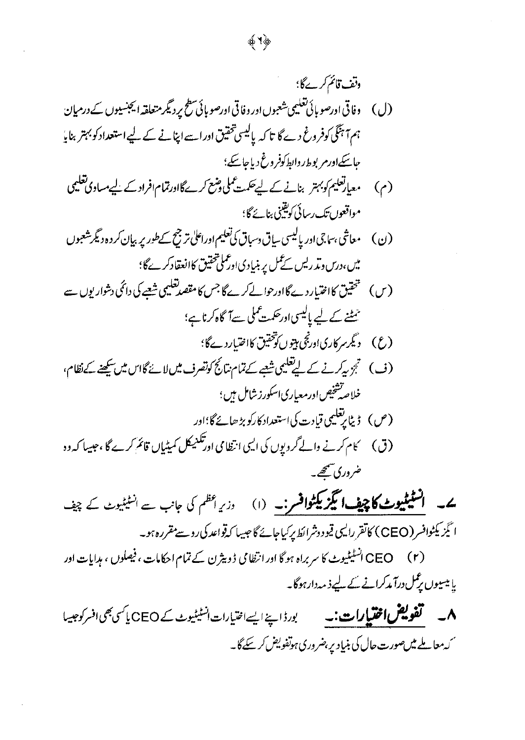وقف قائم کرے گا؛

(ل) وفاقی اور صوبائی تعلیمی شعبوں اور وفاقی اور صوبائی سطح پر دیگر متعلقہ ایجنسیوں کے درمیان ہم آہنگی کو فروغ دے گا تا کہ پالیسی تحقیق اور اسے اپنانے کے لیے استعداد کو بہتر بنایا جا سکے اور مربوط روابط کو فروغ دیا جا سکے؛

(م) معیارِ تعلیم کو بہتر بنانے کے لیے حکمت عملی وضع کرے گا اور تمام افراد کے لیے مساوی تعلیمی مواقعوں تک رسائی کو یقینی بنائے گا؛

(ن) معاشی، سماجی اور پالیسی سیاق وسباق کی تعلیم اور اعلیٰ ترجیح کے طور پر بیان کردہ دیگر شعبوں میں، درس و تدریس کے عمل پر بنیادی اور عملی تحقیق کا انعقاد کرے گا؛

(س) تحقیق کا اختیار دے گا اور حوالے کرے گا جس کا مقصد تعلیمی شعبے کی دائمی دشواریوں سے نمٹنے کے لیے پالیسی اور حکمت عملی سے آگاہ کرنا ہے؛

(ع) دیگر سرکاری اور نجی ہیتوں کو تحقیق کا اختیار دے گا؛

(ف) تجزیہ کرنے کے لیے تعلیمی شعبے کے تمام نتائج کو تصرف میں لائے گا اس میں سیکھنے کے نظام، خلاصہ تشخیص اور معیاری اسکورز شامل ہیں؛

(ص) ڈیٹا پر تعلیمی قیادت کی استعداد کار کو بڑھائے گا؛ اور

(ق) کام کرنے والے گروپوں کی ایسی انتظامی اور تکنیکل کمیٹیاں قائم کرے گا، جیسا کہ وہ ضروری سمجھے۔

۷۔ **انسٹیٹیوٹ کا چیف ایگزیکٹو افسر:۔** (۱) وزیر اعظم کی جانب سے انسٹیٹیوٹ کے چیف ایگزیکٹو افسر (CEO) کا تقرر ایسی قیود و شرائط پر کیا جائے گا جیسا کہ قواعد کی رو سے مقررہ ہو۔

(۲) CEO انسٹیٹیوٹ کا سربراہ ہو گا اور انتظامی ڈویژن کے تمام احکامات، فیصلوں، ہدایات اور پالیسیوں پر عمل درآمد کرانے کے لیے ذمہ دار ہو گا۔

۸۔ **تفویض اختیارات:۔** بورڈ اپنے ایسے اختیارات انسٹیٹیوٹ کے CEO یا کسی بھی افسر کو جیسا کہ معاملے میں صورت حال کی بنیاد پر، ضروری ہو تفویض کر سکے گا۔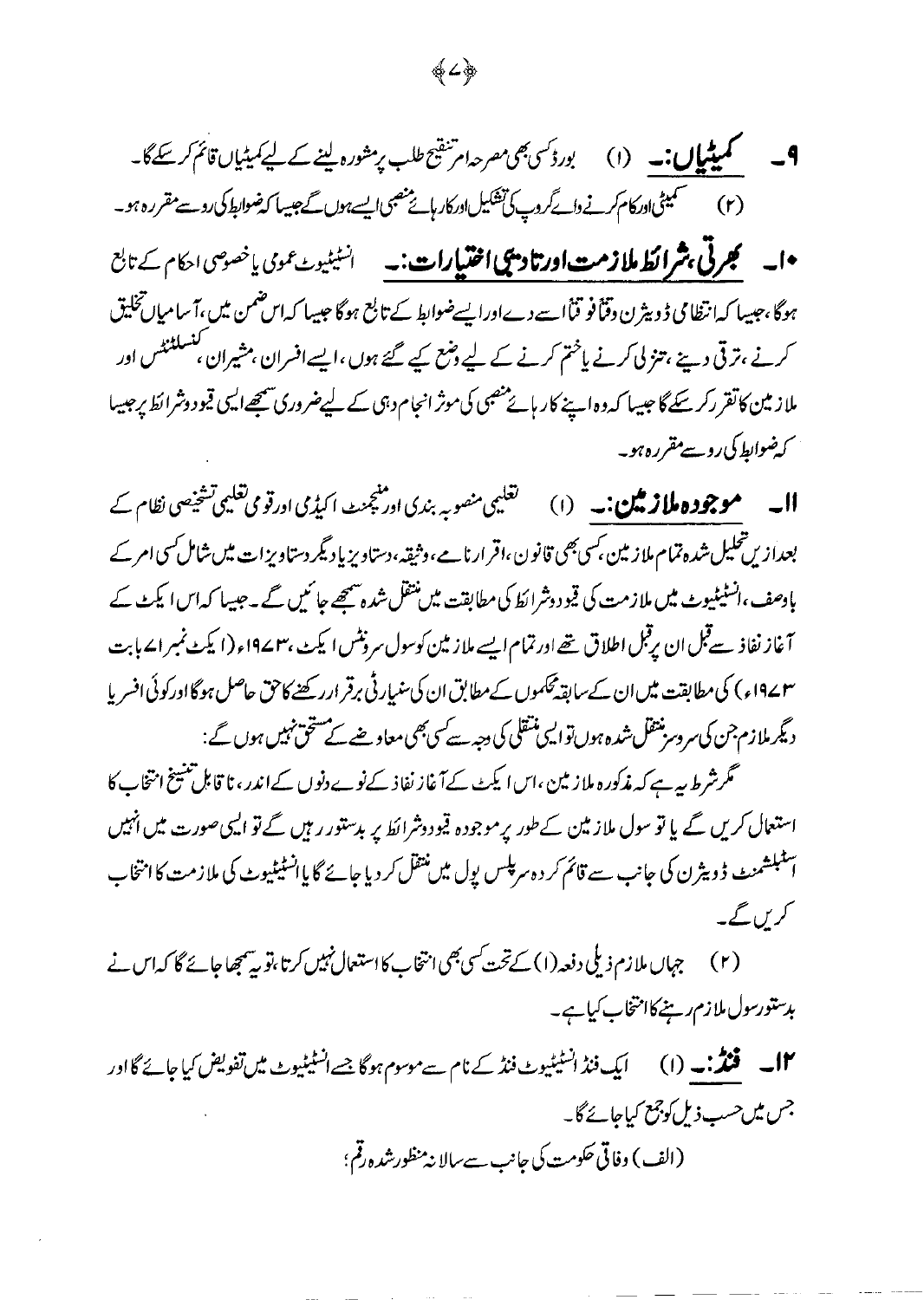**۹۔ کمیٹیاں:۔** (۱) بورڈ کسی بھی مصرحہ امر تنقیح طلب پر مشورہ لینے کے لیے کمیٹیاں قائم کر سکے گا۔

(۲) کمیٹی اور کام کرنے والے گروپ کی تشکیل اور کارہائے منصبی ایسے ہوں گے جیسا کہ ضوابط کی رو سے مقررہ ہو۔

**۱۰۔ بھرتی، شرائط ملازمت اور تادیبی اختیارات:۔** انسٹیٹیوٹ عمومی یا خصوصی احکام کے تابع ہوگا، جیسا کہ انتظامی ڈویژن وقتاً فوقتاً اسے دے اور ایسے ضوابط کے تابع ہوگا جیسا کہ اس ضمن میں، آسامیاں تخلیق کرنے، ترقی دینے، تنزلی کرنے یا ختم کرنے کے لیے وضع کیے گئے ہوں، ایسے افسران، مشیران، کنسلٹنٹس اور ملازمین کا تقرر کر سکے گا جیسا کہ وہ اپنے کارہائے منصبی کی موثر انجام دہی کے لیے ضروری سمجھے ایسی قیود و شرائط پر جیسا کہ ضوابط کی رو سے مقررہ ہو۔

**۱۱۔ موجودہ ملازمین:۔** (۱) تعلیمی منصوبہ بندی اور منیجمنٹ اکیڈمی اور قومی تعلیمی تشخیصی نظام کے بعد ازیں تحلیل شدہ تمام ملازمین، کسی بھی قانون، اقرار نامے، وثیقہ، دستاویز یا دیگر دستاویزات میں شامل کسی امر کے باوصف، انسٹیٹیوٹ میں ملازمت کی قیود و شرائط کی مطابقت میں منتقل شدہ سمجھے جائیں گے۔ جیسا کہ اس ایکٹ کے آغاز نفاذ سے قبل ان پر قابل اطلاق تھے اور تمام ایسے ملازمین کو سول سرونٹس ایکٹ، ۱۹۷۳ء (ایکٹ نمبر ۷۱ بابت ۱۹۷۳ء) کی مطابقت میں ان کے سابقہ محکموں کے مطابق ان کی سنیارٹی برقرار رکھنے کا حق حاصل ہوگا اور کوئی افسر یا دیگر ملازم جن کی سروسز منتقل شدہ ہوں تو ایسی منتقلی کی وجہ سے کسی بھی معاوضے کے مستحق نہیں ہوں گے:

مگر شرط یہ ہے کہ مذکورہ ملازمین، اس ایکٹ کے آغاز نفاذ کے نوے دنوں کے اندر، ناقابل تنسیخ انتخاب کا استعمال کریں گے یا تو سول ملازمین کے طور پر موجودہ قیود و شرائط پر بدستور رہیں گے تو ایسی صورت میں انہیں اسٹیبلشمنٹ ڈویژن کی جانب سے قائم کردہ سرپلس پول میں منتقل کر دیا جائے گا یا انسٹیٹیوٹ کی ملازمت کا انتخاب کریں گے۔

(۲) جہاں ملازم ذیلی دفعہ (۱) کے تحت کسی بھی انتخاب کا استعمال نہیں کرتا، تو یہ سمجھا جائے گا کہ اس نے بدستور سول ملازم رہنے کا انتخاب کیا ہے۔

**۱۲۔ فنڈ:۔** (۱) ایک فنڈ انسٹیٹیوٹ فنڈ کے نام سے موسوم ہوگا جسے انسٹیٹیوٹ میں تفویض کیا جائے گا اور جس میں حسب ذیل کو جمع کیا جائے گا۔

(الف) وفاقی حکومت کی جانب سے سالانہ منظور شدہ رقم؛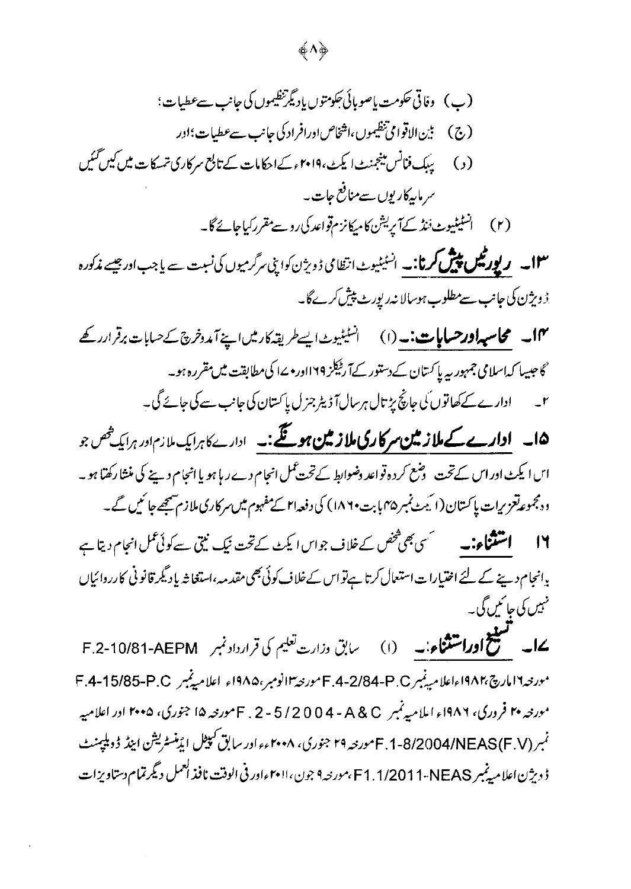(ب) وفاقی حکومت یا صوبائی حکومتوں یا دیگر تنظیموں کی جانب سے عطیات؛

(ج) بین الاقوامی تنظیموں، اشخاص اور افراد کی جانب سے عطیات؛ اور

(د) پبلک فنانس مینجمنٹ ایکٹ، ۲۰۱۹ء کے احکامات کے تابع سرکاری تمسکات میں کیں گئیں سرمایہ کاریوں سے منافع جات۔

(۲) انسٹیٹیوٹ فنڈ کے آپریشن کا میکانزم قواعد کی رو سے مقرر کیا جائے گا۔

**۱۳۔ رپورٹیں پیش کرنا:۔** انسٹیٹیوٹ انتظامی ڈویژن کو اپنی سرگرمیوں کی نسبت سے یا جب اور جیسے مذکورہ ڈویژن کی جانب سے مطلوب ہو سالانہ رپورٹ پیش کرے گا۔

**۱۴۔ محاسبہ اور حسابات:۔** (۱) انسٹیٹیوٹ ایسے طریقہ کار میں اپنے آمد و خرچ کے حسابات برقرار رکھے گا جیسا کہ اسلامی جمہوریہ پاکستان کے دستور کے آرٹیکلز ۱۶۹ اور ۱۷۰ کی مطابقت میں مقررہ ہو۔

۲۔ ادارے کے کھاتوں کی جانچ پڑتال ہر سال آڈیٹر جنرل پاکستان کی جانب سے کی جائے گی۔

**۱۵۔ ادارے کے ملازمین سرکاری ملازمین ہونگے:۔** ادارے کا ہر ایک ملازم اور ہر ایک شخص جو اس ایکٹ اور اس کے تحت وضع کردہ قواعد و ضوابط کے تحت عمل انجام دے رہا ہو یا انجام دینے کی منشا رکھتا ہو۔ وہ مجموعہ تعزیرات پاکستان (ایکٹ نمبر ۴۵ بابت ۱۸۶۰) کی دفعہ ۲۱ کے مفہوم میں سرکاری ملازم سمجھے جائیں گے۔

**۱۶ استثناء:۔** کسی بھی شخص کے خلاف جو اس ایکٹ کے تحت نیک نیتی سے کوئی عمل انجام دیتا ہے یا انجام دینے کے لئے اختیارات استعمال کرتا ہے تو اس کے خلاف کوئی بھی مقدمہ، استغاثہ یا دیگر قانونی کارروائیاں نہیں کی جائیں گی۔

**۱۷۔ تنسیخ اور استثناء:۔** (۱) سابق وزارت تعلیم کی قرارداد نمبر F.2-10/81-AEPM مورخہ ۱۶ مارچ، ۱۹۸۲ء اعلامیہ نمبر F.4-2/84-P.C مورخہ ۱۳ نومبر، ۱۹۸۵ء اعلامیہ نمبر F.4-15/85-P.C مورخہ ۲۰ فروری، ۱۹۸۶ء اعلامیہ نمبر F. 2-5/2004-A&C مورخہ ۱۵ جنوری، ۲۰۰۵ء اور اعلامیہ نمبر F.1-8/2004/NEAS(F.V) مورخہ ۲۹ جنوری، ۲۰۰۸ء اور سابق کیپٹل ایڈمنسٹریشن اینڈ ڈویلپمنٹ ڈویژن اعلامیہ نمبر F1.1/2011-NEAS، مورخہ ۹ جون، ۲۰۱۱ء اور فی الوقت نافذ العمل دیگر تمام دستاویزات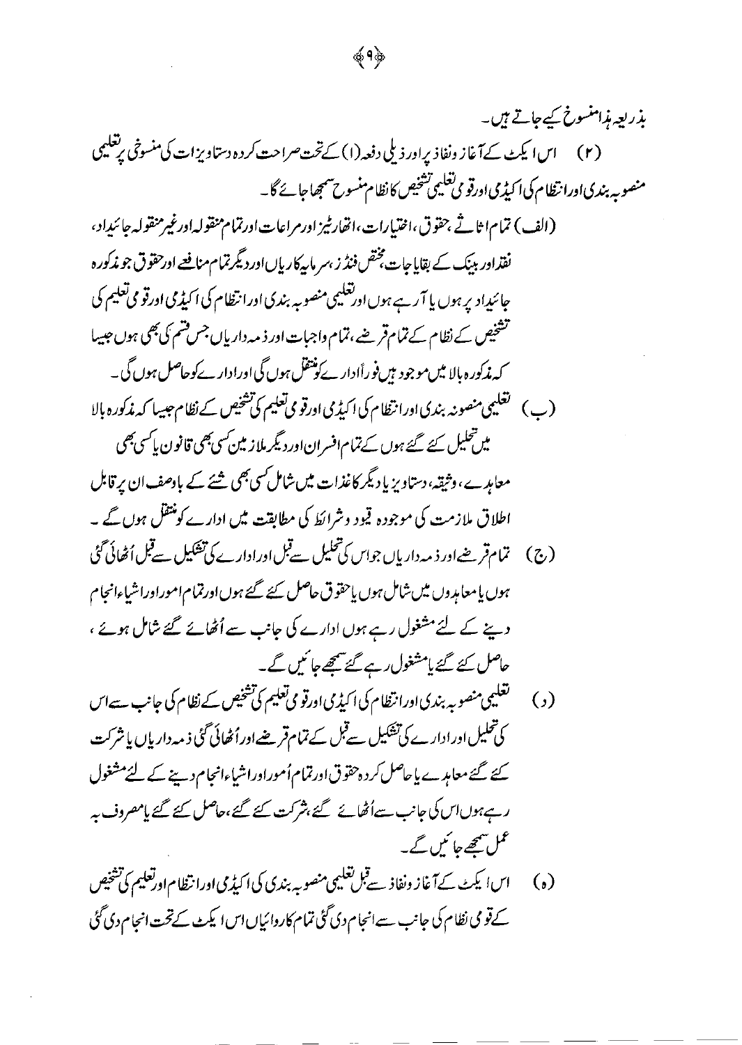بذریعہ ہذا منسوخ کیے جاتے ہیں۔

(۲) اس ایکٹ کے آغاز ونفاذ پر اور ذیلی دفعہ (۱) کے تحت صراحت کردہ دستاویزات کی منسوخی پر تعلیمی منصوبہ بندی اور انتظام کی اکیڈمی اور قومی تعلیمی تشخیص کا نظام منسوخ سمجھا جائے گا۔

(الف) تمام اثاثے، حقوق، اختیارات، اتھارٹیز اور مراعات اور تمام منقولہ اور غیر منقولہ جائیداد، نقد اور بینک کے بقایاجات، مختص فنڈز، سرمایہ کاریاں اور دیگر تمام منافعے اور حقوق جو مذکورہ جائیداد پر ہوں یا آرہے ہوں اور تعلیمی منصوبہ بندی اور انتظام کی اکیڈمی اور قومی تعلیم کی تشخیص کے نظام کے تمام قرضے، تمام واجبات اور ذمہ داریاں جس قسم کی بھی ہوں جیسا کہ مذکورہ بالا میں موجود ہیں فوراً ادارے کو منتقل ہوں گی اور ادارے کو حاصل ہوں گی۔

(ب) تعلیمی منصوبہ بندی اور انتظام کی اکیڈمی اور قومی تعلیم کی تشخیص کے نظام جیسا کہ مذکورہ بالا میں تحلیل کئے گئے ہوں کے تمام افسران اور دیگر ملازمین کسی بھی قانون یا کسی بھی معاہدے، وثیقہ، دستاویز یا دیگر کاغذات میں شامل کسی بھی شئے کے باوصف ان پر قابل اطلاق ملازمت کی موجودہ قیود و شرائط کی مطابقت میں ادارے کو منتقل ہوں گے۔

(ج) تمام قرضے اور ذمہ داریاں جو اس کی تحلیل سے قبل اور ادارے کی تشکیل سے قبل اُٹھائی گئی ہوں یا معاہدوں میں شامل ہوں یا حقوق حاصل کئے گئے ہوں اور تمام امور اور اشیاء انجام دینے کے لئے مشغول رہے ہوں ادارے کی جانب سے اُٹھائے گئے شامل ہوئے، حاصل کئے گئے یا مشغول رہے گئے سمجھے جائیں گے۔

(د) تعلیمی منصوبہ بندی اور انتظام کی اکیڈمی اور قومی تعلیم کی تشخیص کے نظام کی جانب سے اس کی تحلیل اور ادارے کی تشکیل سے قبل کے تمام قرضے اور اُٹھائی گئی ذمہ داریاں یا شرکت کئے گئے معاہدے یا حاصل کردہ حقوق اور تمام اُمور اور اشیاء انجام دینے کے لئے مشغول رہے ہوں اس کی جانب سے اُٹھائے گئے، شرکت کئے گئے، حاصل کئے گئے یا مصروف بہ عمل سمجھے جائیں گے۔

(ہ) اس ایکٹ کے آغاز ونفاذ سے قبل تعلیمی منصوبہ بندی کی اکیڈمی اور انتظام اور تعلیم کی تشخیص کے قومی نظام کی جانب سے انجام دی گئی تمام کارروائیاں اس ایکٹ کے تحت انجام دی گئی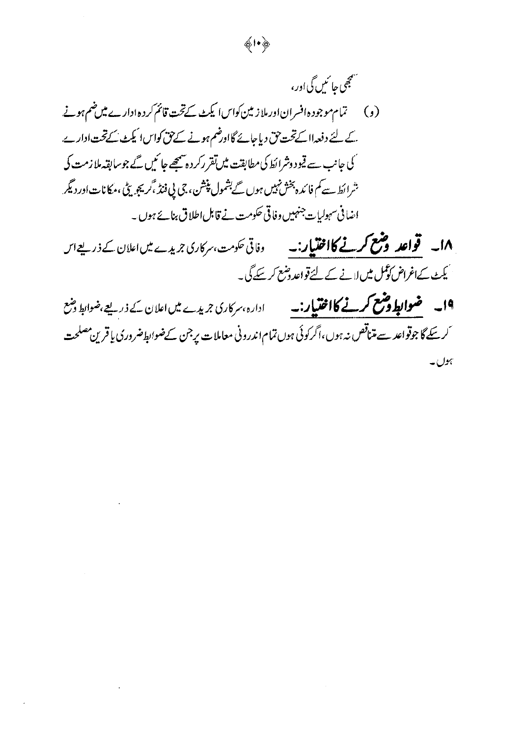سمجھی جائیں گی اور،

(و) تمام موجودہ افسران اور ملازمین کو اس ایکٹ کے تحت قائم کردہ ادارے میں ضم ہونے کے لئے دفعہ ۱۱ کے تحت حق دیا جائے گا اور ضم ہونے کے حق کو اس ایکٹ کے تحت ادارے کی جانب سے قیود و شرائط کی مطابقت میں تقرر کردہ سمجھے جائیں گے جو سابقہ ملازمت کی شرائط سے کم فائدہ بخش نہیں ہوں گے بشمول پنشن، جی پی فنڈ، گریجویٹی، مکانات اور دیگر اضافی سہولیات جنہیں وفاقی حکومت نے قابل اطلاق بنائے ہوں۔

**۱۸۔ قواعد وضع کرنے کا اختیار:۔** وفاقی حکومت، سرکاری جریدے میں اعلان کے ذریعے اس ایکٹ کے اغراض کو عمل میں لانے کے لئے قواعد وضع کر سکے گی۔

**۱۹۔ ضوابط وضع کرنے کا اختیار:۔** ادارہ، سرکاری جریدے میں اعلان کے ذریعے، ضوابط وضع کر سکے گا جو قواعد سے متناقض نہ ہوں، اگر کوئی ہوں تمام اندرونی معاملات پر جن کے ضوابط ضروری یا قرین مصلحت ہوں۔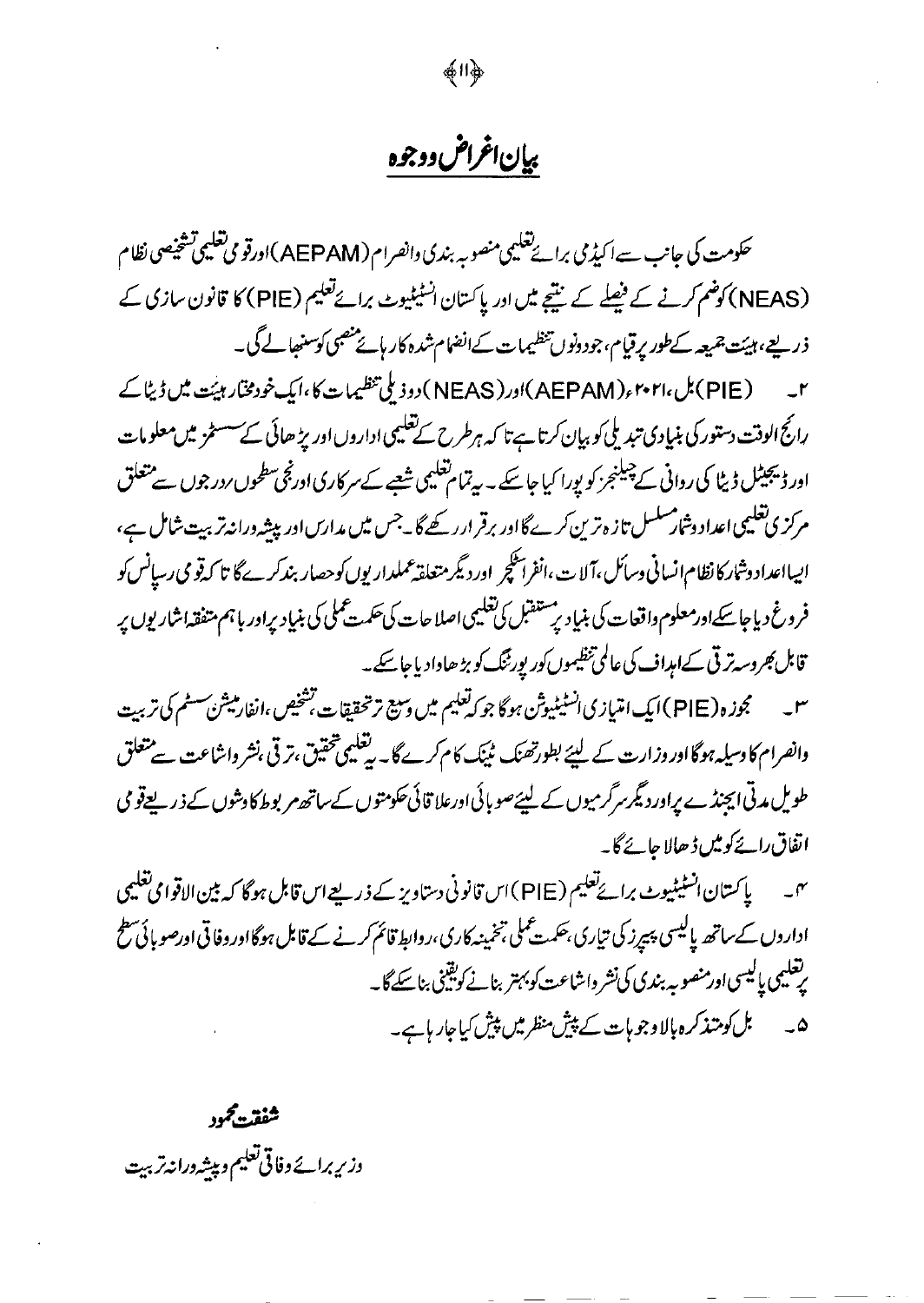# بیان اغراض ووجوہ

حکومت کی جانب سے اکیڈمی برائے تعلیمی منصوبہ بندی وانصرام (AEPAM) اور قومی تعلیمی تشخیصی نظام (NEAS) کو ضم کرنے کے فیصلے کے نتیجے میں اور پاکستان انسٹیٹیوٹ برائے تعلیم (PIE) کا قانون سازی کے ذریعے، ہیئت جمیعہ کے طور پر قیام، جو دونوں تنظیمات کے انضمام شدہ کارہائے منصبی کو سنبھالے گی۔

۲۔ (PIE) بل، ۲۰۲۱ء (AEPAM) اور (NEAS) دو ذیلی تنظیمات کا، ایک خود مختار ہیئت میں ڈیٹا کے رائج الوقت دستور کی بنیادی تبدیلی کو بیان کرتا ہے تا کہ ہر طرح کے تعلیمی اداروں اور پڑھائی کے سسٹمز میں معلومات اور ڈیجیٹل ڈیٹا کی روانی کے چیلنجز کو پورا کیا جا سکے۔ یہ تمام تعلیمی شعبے کے سرکاری اور نجی سطحوں / درجوں سے متعلق مرکزی تعلیمی اعداد و شمار مسلسل تازہ ترین کرے گا اور برقرار رکھے گا۔ جس میں مدارس اور پیشہ ورانہ تربیت شامل ہے، ایسا اعداد و شمار کا نظام انسانی وسائل، آلات، انفراسٹکچر اور دیگر متعلقہ عملداریوں کو حصار بند کرے گا تا کہ قومی رسپانس کو فروغ دیا جا سکے اور معلوم واقعات کی بنیاد پر مستقبل کی تعلیمی اصلاحات کی حکمت عملی کی بنیاد پر اور باہم متفقہ اشاریوں پر قابل بھروسہ ترقی کے اہداف کی عالمی تنظیموں کو رپورٹنگ کو بڑھاوا دیا جا سکے۔

۳۔ مجوزہ (PIE) ایک امتیازی انسٹیٹیوشن ہوگا جو کہ تعلیم میں وسیع تر تحقیقات، تشخیص، انفارمیشن سسٹم کی تربیت وانصرام کا وسیلہ ہوگا اور وزارت کے لیئے بطور تھنک ٹینک کام کرے گا۔ یہ تعلیمی تحقیق، ترقی، نشر و اشاعت سے متعلق طویل مدتی ایجنڈے پر اور دیگر سرگرمیوں کے لیئے صوبائی اور علاقائی حکومتوں کے ساتھ مربوط کاوشوں کے ذریعے قومی اتفاق رائے کو میں ڈھالا جائے گا۔

۴۔ پاکستان انسٹیٹیوٹ برائے تعلیم (PIE) اس قانونی دستاویز کے ذریعے اس قابل ہوگا کہ بین الاقوامی تعلیمی اداروں کے ساتھ پالیسی پیپرز کی تیاری، حکمت عملی، تخمینہ کاری، روابط قائم کرنے کے قابل ہوگا اور وفاقی اور صوبائی سطح پر تعلیمی پالیسی اور منصوبہ بندی کی نشر و اشاعت کو بہتر بنانے کو یقینی بنا سکے گا۔

۵۔ بل کو متذکرہ بالا وجوہات کے پیش منظر میں پیش کیا جا رہا ہے۔

**شفقت محمود**

وزیر برائے وفاقی تعلیم و پیشہ ورانہ تربیت